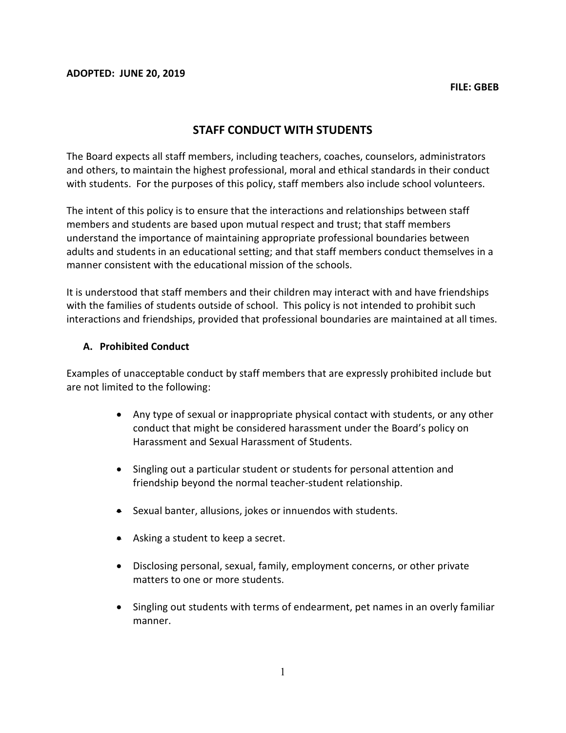**ADOPTED: JUNE 20, 2019**

**FILE: GBEB**

# STAFF CONDUCT WITH STUDENTS

The Board expects all staff members, including teachers, coaches, counselors, administrators and others, to maintain the highest professional, moral and ethical standards in their conduct with students. For the purposes of this policy, staff members also include school volunteers.

The intent of this policy is to ensure that the interactions and relationships between staff members and students are based upon mutual respect and trust; that staff members understand the importance of maintaining appropriate professional boundaries between adults and students in an educational setting; and that staff members conduct themselves in a manner consistent with the educational mission of the schools.

It is understood that staff members and their children may interact with and have friendships with the families of students outside of school. This policy is not intended to prohibit such interactions and friendships, provided that professional boundaries are maintained at all times.

## A. Prohibited Conduct

Examples of unacceptable conduct by staff members that are expressly prohibited include but are not limited to the following:

- Any type of sexual or inappropriate physical contact with students, or any other conduct that might be considered harassment under the Board's policy on Harassment and Sexual Harassment of Students.
- Singling out a particular student or students for personal attention and friendship beyond the normal teacher-student relationship.
- Sexual banter, allusions, jokes or innuendos with students.
- Asking a student to keep a secret.
- Disclosing personal, sexual, family, employment concerns, or other private matters to one or more students.
- Singling out students with terms of endearment, pet names in an overly familiar manner.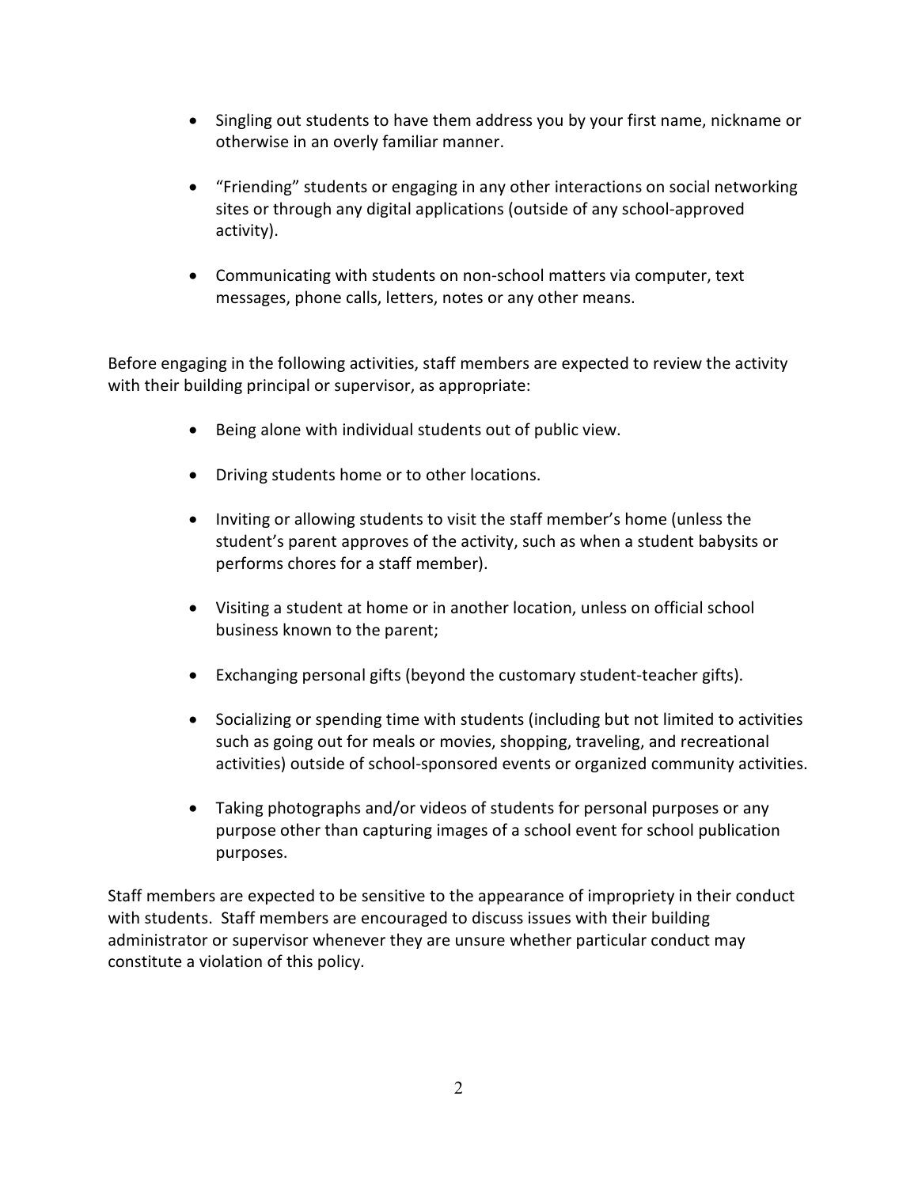- Singling out students to have them address you by your first name, nickname or otherwise in an overly familiar manner.

- "Friending" students or engaging in any other interactions on social networking sites or through any digital applications (outside of any school-approved activity).

- Communicating with students on non-school matters via computer, text messages, phone calls, letters, notes or any other means.

Before engaging in the following activities, staff members are expected to review the activity with their building principal or supervisor, as appropriate:

- Being alone with individual students out of public view.

- Driving students home or to other locations.

- Inviting or allowing students to visit the staff member's home (unless the student's parent approves of the activity, such as when a student babysits or performs chores for a staff member).

- Visiting a student at home or in another location, unless on official school business known to the parent;

- Exchanging personal gifts (beyond the customary student-teacher gifts).

- Socializing or spending time with students (including but not limited to activities such as going out for meals or movies, shopping, traveling, and recreational activities) outside of school-sponsored events or organized community activities.

- Taking photographs and/or videos of students for personal purposes or any purpose other than capturing images of a school event for school publication purposes.

Staff members are expected to be sensitive to the appearance of impropriety in their conduct with students. Staff members are encouraged to discuss issues with their building administrator or supervisor whenever they are unsure whether particular conduct may constitute a violation of this policy.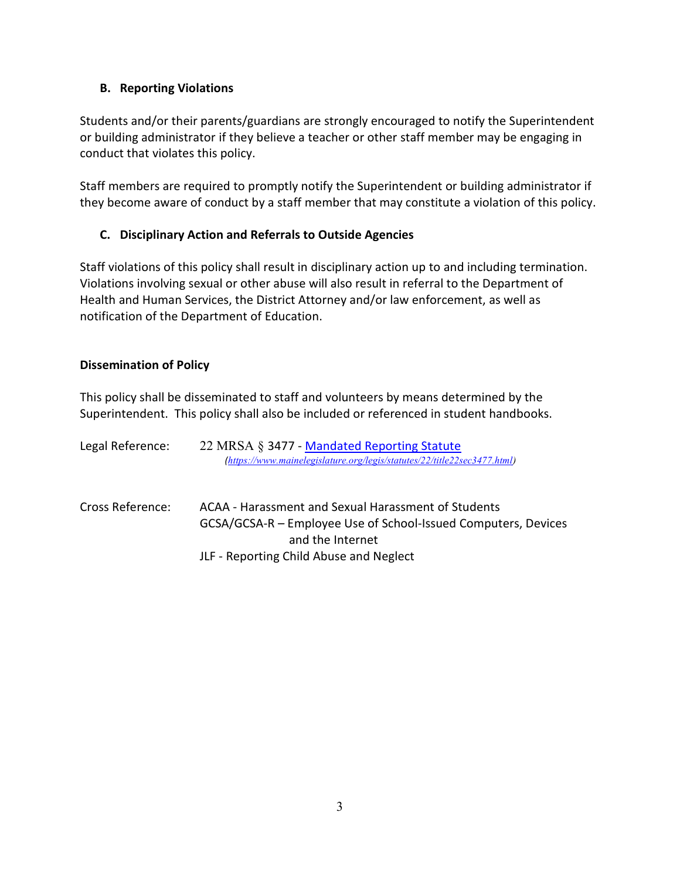### B. Reporting Violations

Students and/or their parents/guardians are strongly encouraged to notify the Superintendent or building administrator if they believe a teacher or other staff member may be engaging in conduct that violates this policy.

Staff members are required to promptly notify the Superintendent or building administrator if they become aware of conduct by a staff member that may constitute a violation of this policy.

### C. Disciplinary Action and Referrals to Outside Agencies

Staff violations of this policy shall result in disciplinary action up to and including termination. Violations involving sexual or other abuse will also result in referral to the Department of Health and Human Services, the District Attorney and/or law enforcement, as well as notification of the Department of Education.

## Dissemination of Policy

This policy shall be disseminated to staff and volunteers by means determined by the Superintendent. This policy shall also be included or referenced in student handbooks.

Legal Reference: 22 MRSA § 3477 - [Mandated Reporting Statute](https://www.mainelegislature.org/legis/statutes/22/title22sec3477.html)
*(https://www.mainelegislature.org/legis/statutes/22/title22sec3477.html)*

Cross Reference:
ACAA - Harassment and Sexual Harassment of Students
GCSA/GCSA-R – Employee Use of School-Issued Computers, Devices and the Internet
JLF - Reporting Child Abuse and Neglect